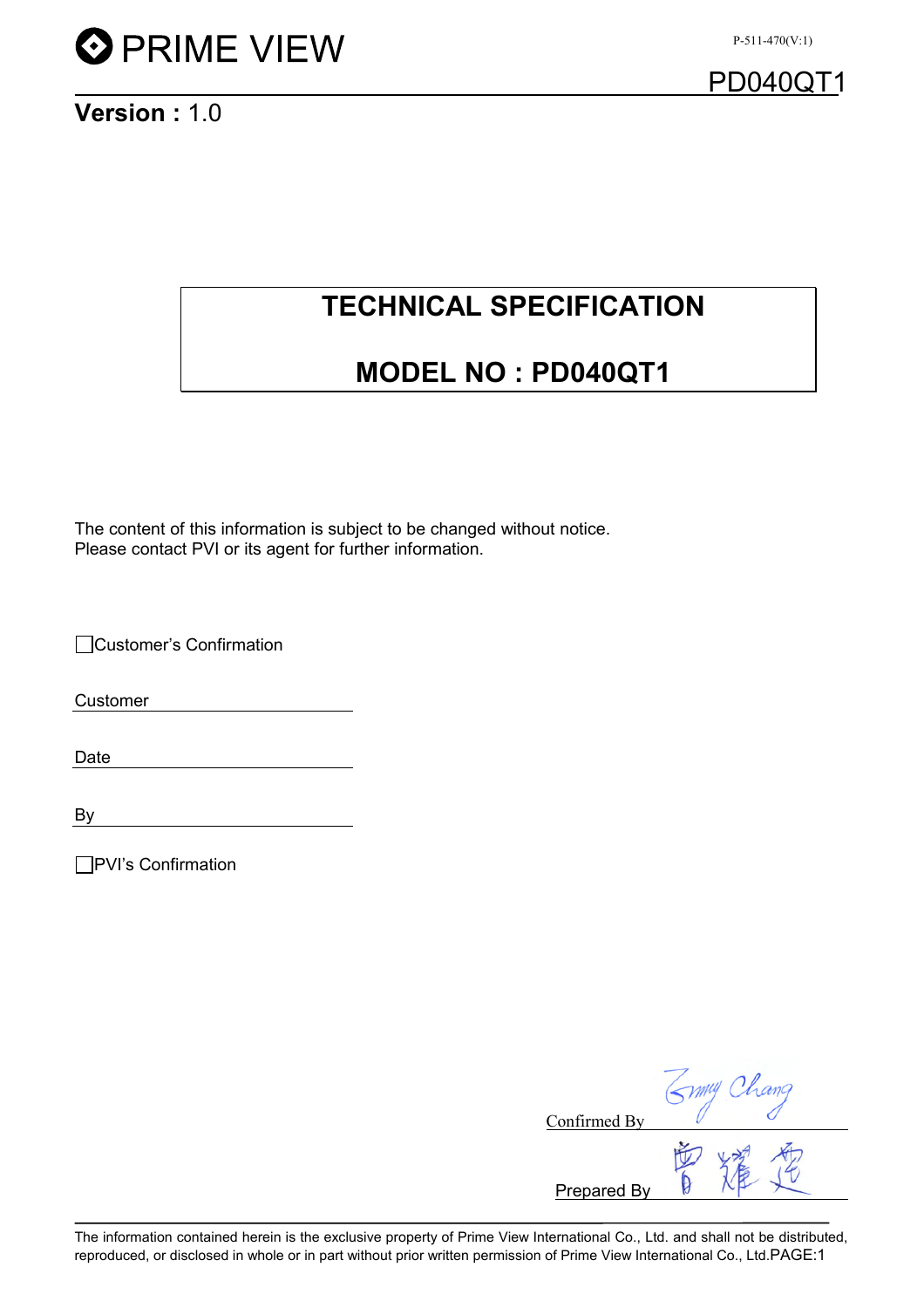PRIME VIEW

P-511-470(V:1)

PD040QT1

**Version :** 1.0

# TECHNICAL SPECIFICATION

# MODEL NO : PD040QT1

The content of this information is subject to be changed without notice.
Please contact PVI or its agent for further information.

☐Customer's Confirmation

Customer \_\_\_\_\_\_\_\_\_\_\_\_\_\_\_\_\_\_\_\_

Date \_\_\_\_\_\_\_\_\_\_\_\_\_\_\_\_\_\_\_\_

By \_\_\_\_\_\_\_\_\_\_\_\_\_\_\_\_\_\_\_\_

☐PVI's Confirmation

Confirmed By Emy Chang

Prepared By 曾耀德

The information contained herein is the exclusive property of Prime View International Co., Ltd. and shall not be distributed, reproduced, or disclosed in whole or in part without prior written permission of Prime View International Co., Ltd.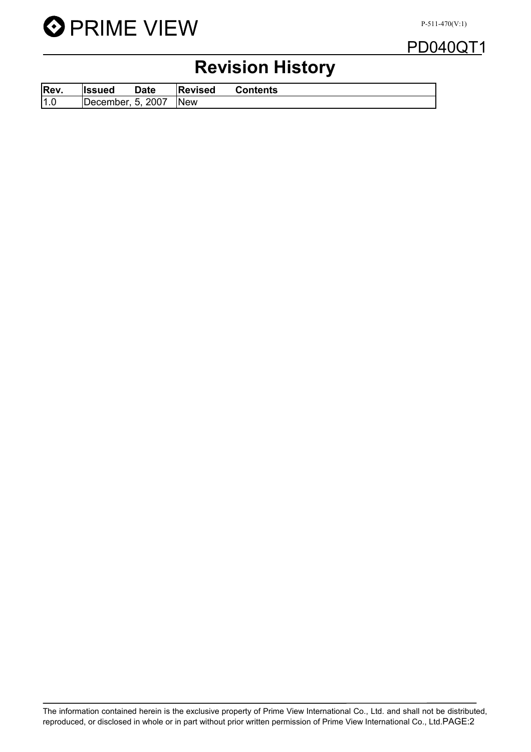# Revision History

| Rev. | Issued Date | Revised Contents |
| --- | --- | --- |
| 1.0 | December, 5, 2007 | New |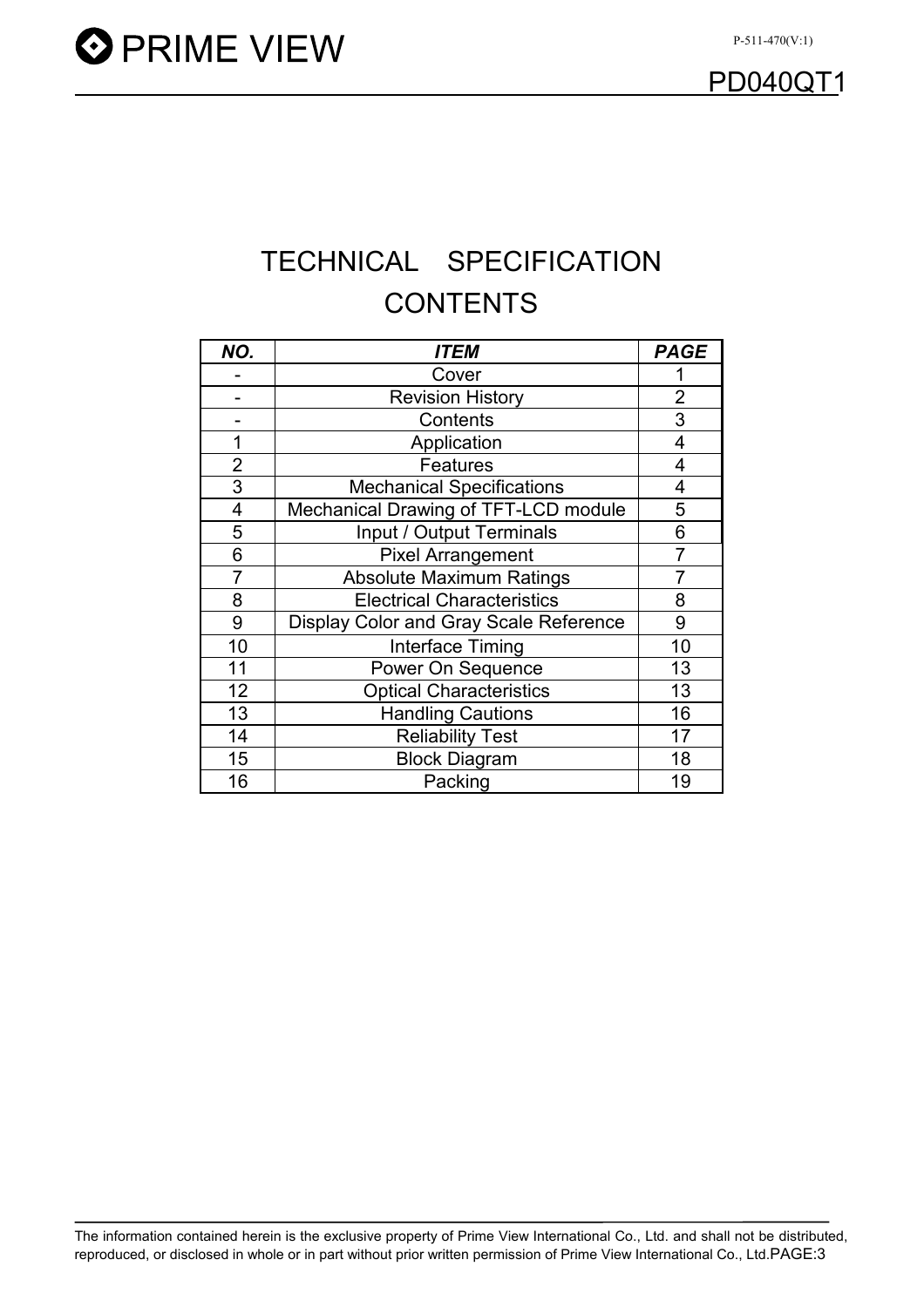# TECHNICAL SPECIFICATION

## CONTENTS

| ***NO.*** | ***ITEM*** | ***PAGE*** |
|---|---|---|
| - | Cover | 1 |
| - | Revision History | 2 |
| - | Contents | 3 |
| 1 | Application | 4 |
| 2 | Features | 4 |
| 3 | Mechanical Specifications | 4 |
| 4 | Mechanical Drawing of TFT-LCD module | 5 |
| 5 | Input / Output Terminals | 6 |
| 6 | Pixel Arrangement | 7 |
| 7 | Absolute Maximum Ratings | 7 |
| 8 | Electrical Characteristics | 8 |
| 9 | Display Color and Gray Scale Reference | 9 |
| 10 | Interface Timing | 10 |
| 11 | Power On Sequence | 13 |
| 12 | Optical Characteristics | 13 |
| 13 | Handling Cautions | 16 |
| 14 | Reliability Test | 17 |
| 15 | Block Diagram | 18 |
| 16 | Packing | 19 |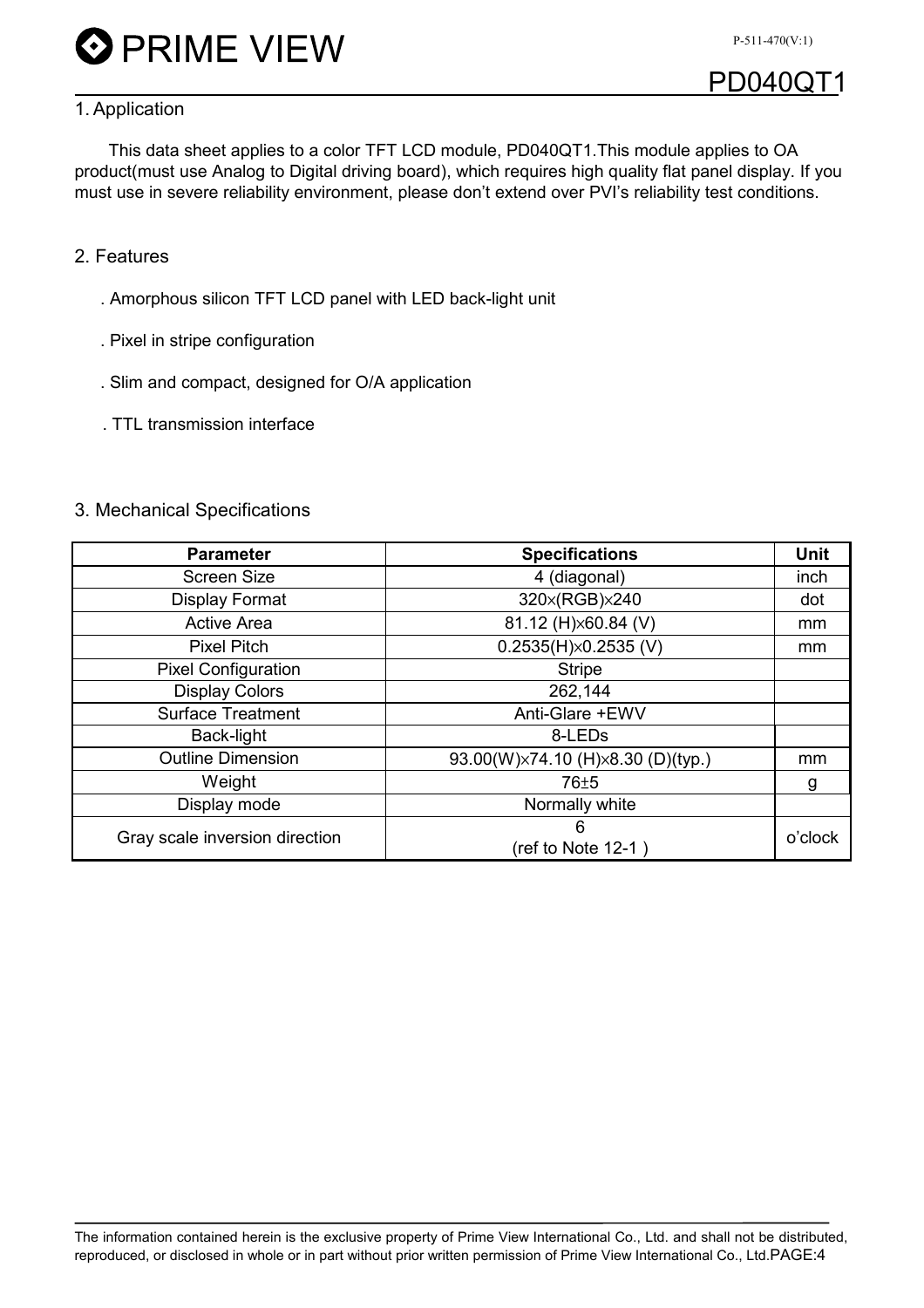## 1. Application

This data sheet applies to a color TFT LCD module, PD040QT1.This module applies to OA product(must use Analog to Digital driving board), which requires high quality flat panel display. If you must use in severe reliability environment, please don't extend over PVI's reliability test conditions.

## 2. Features

. Amorphous silicon TFT LCD panel with LED back-light unit

. Pixel in stripe configuration

. Slim and compact, designed for O/A application

. TTL transmission interface

## 3. Mechanical Specifications

| Parameter | Specifications | Unit |
|---|---|---|
| Screen Size | 4 (diagonal) | inch |
| Display Format | 320×(RGB)×240 | dot |
| Active Area | 81.12 (H)×60.84 (V) | mm |
| Pixel Pitch | 0.2535(H)×0.2535 (V) | mm |
| Pixel Configuration | Stripe | |
| Display Colors | 262,144 | |
| Surface Treatment | Anti-Glare +EWV | |
| Back-light | 8-LEDs | |
| Outline Dimension | 93.00(W)×74.10 (H)×8.30 (D)(typ.) | mm |
| Weight | 76±5 | g |
| Display mode | Normally white | |
| Gray scale inversion direction | 6 (ref to Note 12-1 ) | o'clock |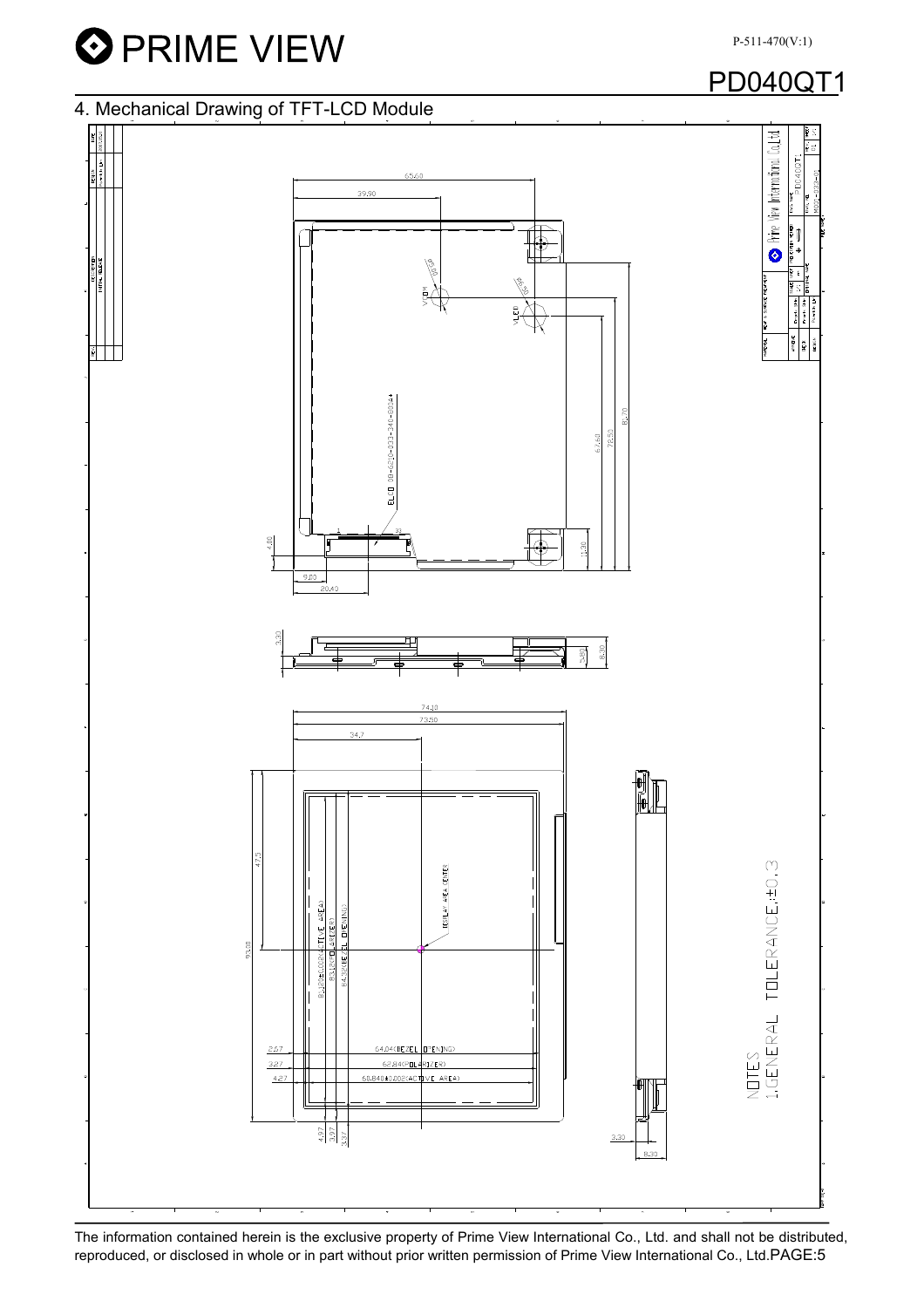## 4. Mechanical Drawing of TFT-LCD Module

65.60
39.90
VCOM
VLED
Ø5.00
Ø6.50
ELCD 80-4210-033-340-8002A
1
33
67.60
78.50
81.70
4.80
9.00
20.40
11.30
3.30
5.80
8.30

74.10
73.50
34.7
47.5
93.10
DISPLAY AREA CENTER
84.826±0.002(ACTIVE AREA)
83.52(POLARIZER)
84.32(BEZEL OPENING)
2.57
3.27
4.27
64.04(BEZEL OPENING)
62.84(POLARIZER)
60.840±0.002(ACTIVE AREA)
4.97
3.97
3.37
3.30
8.30

NOTES
1.GENERAL TOLERANCE:±0.3

Prime View International Co.,Ltd.
PD040QT1

The information contained herein is the exclusive property of Prime View International Co., Ltd. and shall not be distributed, reproduced, or disclosed in whole or in part without prior written permission of Prime View International Co., Ltd.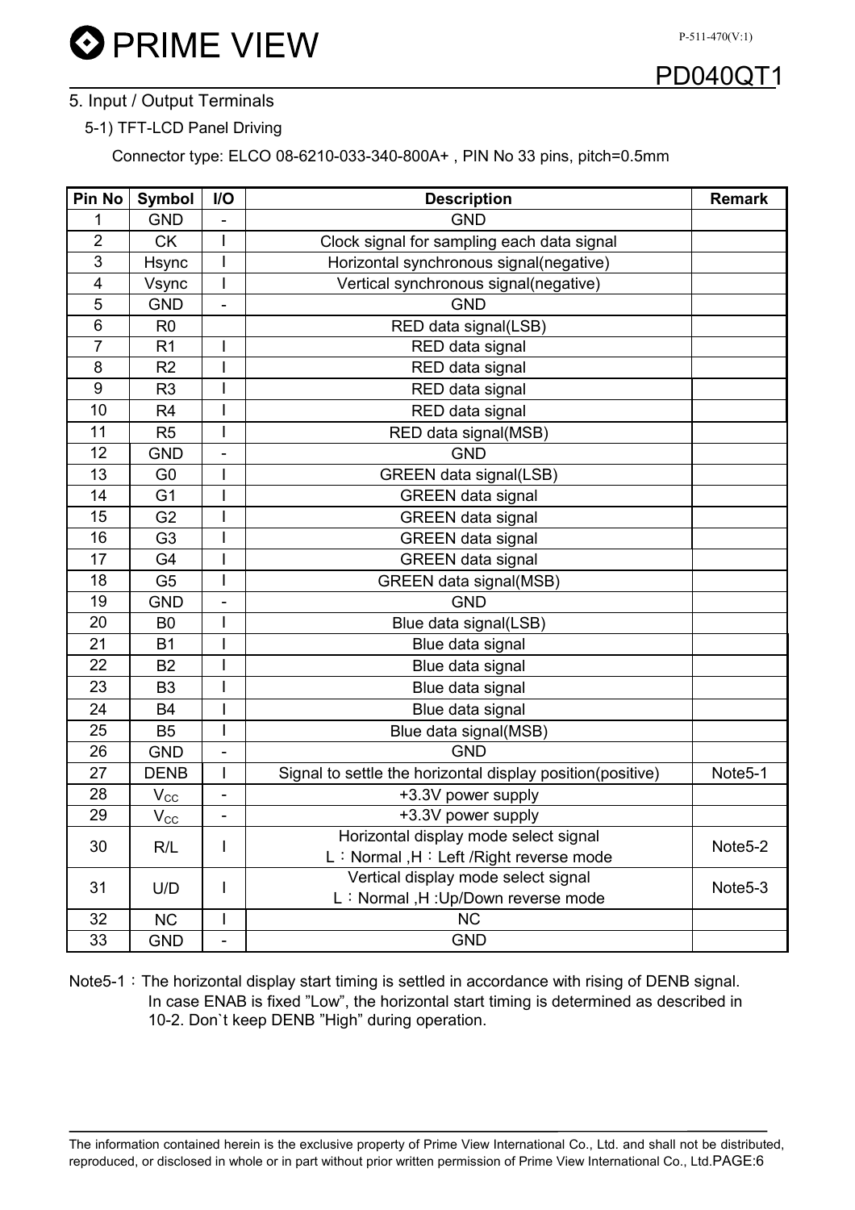## 5. Input / Output Terminals

### 5-1) TFT-LCD Panel Driving

Connector type: ELCO 08-6210-033-340-800A+ , PIN No 33 pins, pitch=0.5mm

| Pin No | Symbol | I/O | Description | Remark |
|---|---|---|---|---|
| 1 | GND | - | GND | |
| 2 | CK | I | Clock signal for sampling each data signal | |
| 3 | Hsync | I | Horizontal synchronous signal(negative) | |
| 4 | Vsync | I | Vertical synchronous signal(negative) | |
| 5 | GND | - | GND | |
| 6 | R0 | | RED data signal(LSB) | |
| 7 | R1 | I | RED data signal | |
| 8 | R2 | I | RED data signal | |
| 9 | R3 | I | RED data signal | |
| 10 | R4 | I | RED data signal | |
| 11 | R5 | I | RED data signal(MSB) | |
| 12 | GND | - | GND | |
| 13 | G0 | I | GREEN data signal(LSB) | |
| 14 | G1 | I | GREEN data signal | |
| 15 | G2 | I | GREEN data signal | |
| 16 | G3 | I | GREEN data signal | |
| 17 | G4 | I | GREEN data signal | |
| 18 | G5 | I | GREEN data signal(MSB) | |
| 19 | GND | - | GND | |
| 20 | B0 | I | Blue data signal(LSB) | |
| 21 | B1 | I | Blue data signal | |
| 22 | B2 | I | Blue data signal | |
| 23 | B3 | I | Blue data signal | |
| 24 | B4 | I | Blue data signal | |
| 25 | B5 | I | Blue data signal(MSB) | |
| 26 | GND | - | GND | |
| 27 | DENB | I | Signal to settle the horizontal display position(positive) | Note5-1 |
| 28 | $V_{CC}$ | - | +3.3V power supply | |
| 29 | $V_{CC}$ | - | +3.3V power supply | |
| 30 | R/L | I | Horizontal display mode select signal L：Normal ,H：Left /Right reverse mode | Note5-2 |
| 31 | U/D | I | Vertical display mode select signal L：Normal ,H :Up/Down reverse mode | Note5-3 |
| 32 | NC | I | NC | |
| 33 | GND | - | GND | |

Note5-1：The horizontal display start timing is settled in accordance with rising of DENB signal. In case ENAB is fixed "Low", the horizontal start timing is determined as described in 10-2. Don`t keep DENB "High" during operation.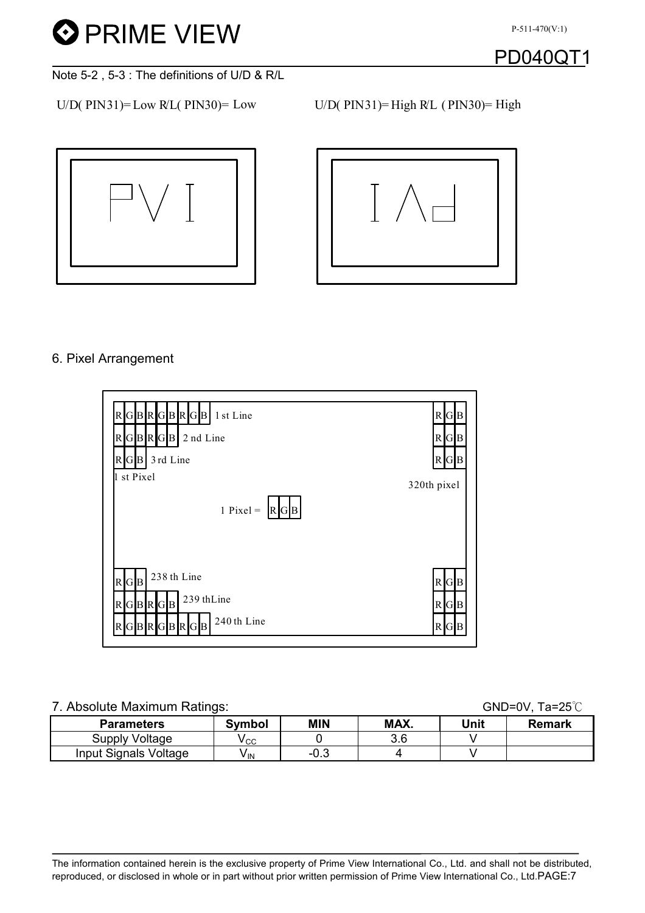Note 5-2 , 5-3 : The definitions of U/D & R/L

U/D( PIN31)= Low R/L( PIN30)= Low

U/D( PIN31)= High R/L ( PIN30)= High

PVI

IVd

## 6. Pixel Arrangement

RGBRGBRGB 1 st Line

RGBRGB 2 nd Line

RGB 3rd Line

1 st Pixel

320th pixel

1 Pixel = RGB

RGB 238 th Line

RGBRGB 239 thLine

RGBRGBRGB 240 th Line

## 7. Absolute Maximum Ratings:

GND=0V, Ta=25℃

| Parameters | Symbol | MIN | MAX. | Unit | Remark |
|---|---|---|---|---|---|
| Supply Voltage | $V_{CC}$ | 0 | 3.6 | V | |
| Input Signals Voltage | $V_{IN}$ | -0.3 | 4 | V | |

The information contained herein is the exclusive property of Prime View International Co., Ltd. and shall not be distributed, reproduced, or disclosed in whole or in part without prior written permission of Prime View International Co., Ltd.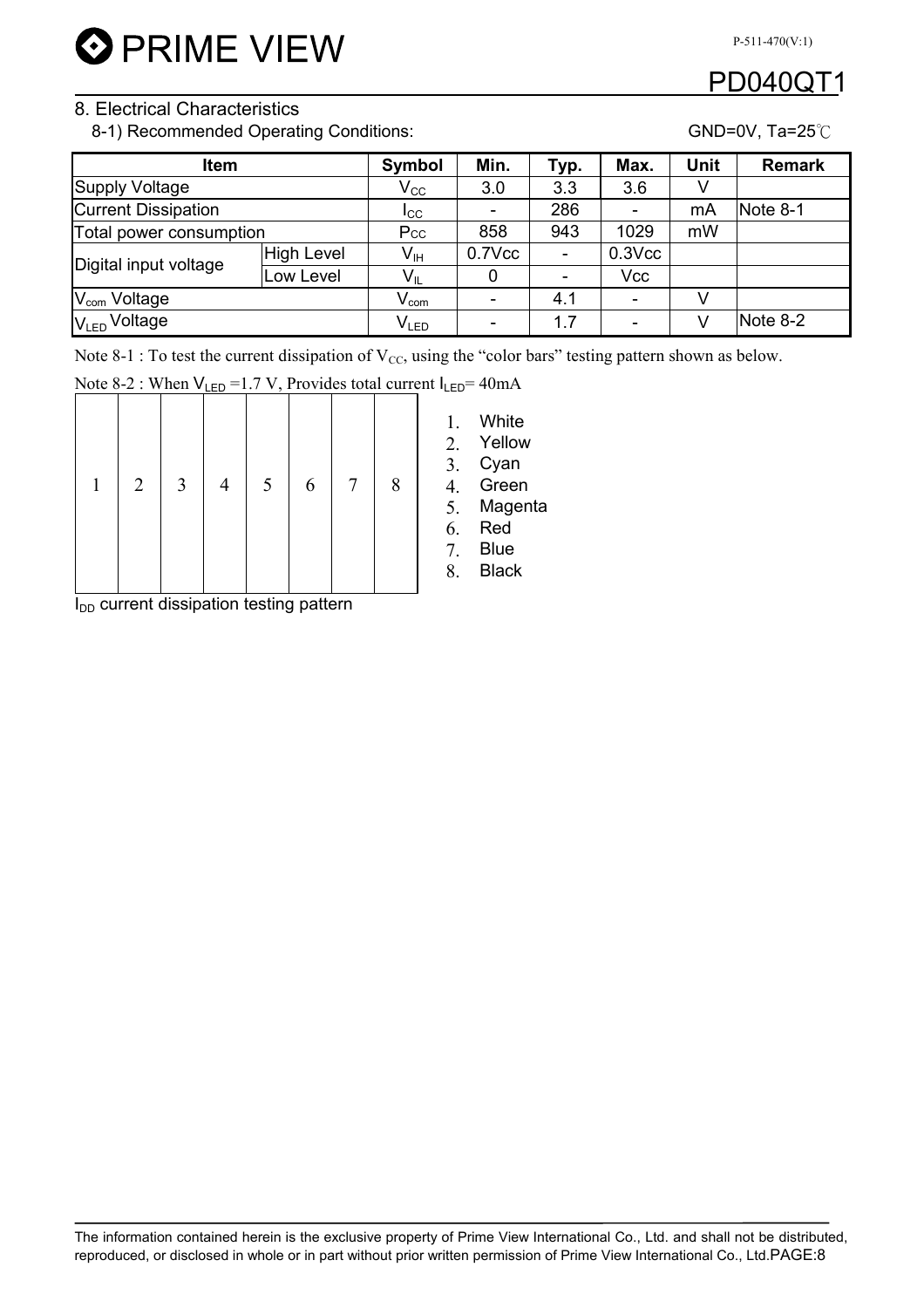## 8. Electrical Characteristics

8-1) Recommended Operating Conditions: GND=0V, Ta=25℃

| Item | | Symbol | Min. | Typ. | Max. | Unit | Remark |
|---|---|---|---|---|---|---|---|
| Supply Voltage | | $V_{CC}$ | 3.0 | 3.3 | 3.6 | V | |
| Current Dissipation | | $I_{CC}$ | - | 286 | - | mA | Note 8-1 |
| Total power consumption | | $P_{CC}$ | 858 | 943 | 1029 | mW | |
| Digital input voltage | High Level | $V_{IH}$ | 0.7Vcc | - | 0.3Vcc | | |
| | Low Level | $V_{IL}$ | 0 | - | Vcc | | |
| $V_{com}$ Voltage | | $V_{com}$ | - | 4.1 | - | V | |
| $V_{LED}$ Voltage | | $V_{LED}$ | - | 1.7 | - | V | Note 8-2 |

Note 8-1 : To test the current dissipation of $V_{CC}$, using the "color bars" testing pattern shown as below.

Note 8-2 : When $V_{LED}$ =1.7 V, Provides total current $I_{LED}$= 40mA

| | | | | | | | |
|---|---|---|---|---|---|---|---|
| 1 | 2 | 3 | 4 | 5 | 6 | 7 | 8 |

1. White
2. Yellow
3. Cyan
4. Green
5. Magenta
6. Red
7. Blue
8. Black

$I_{DD}$ current dissipation testing pattern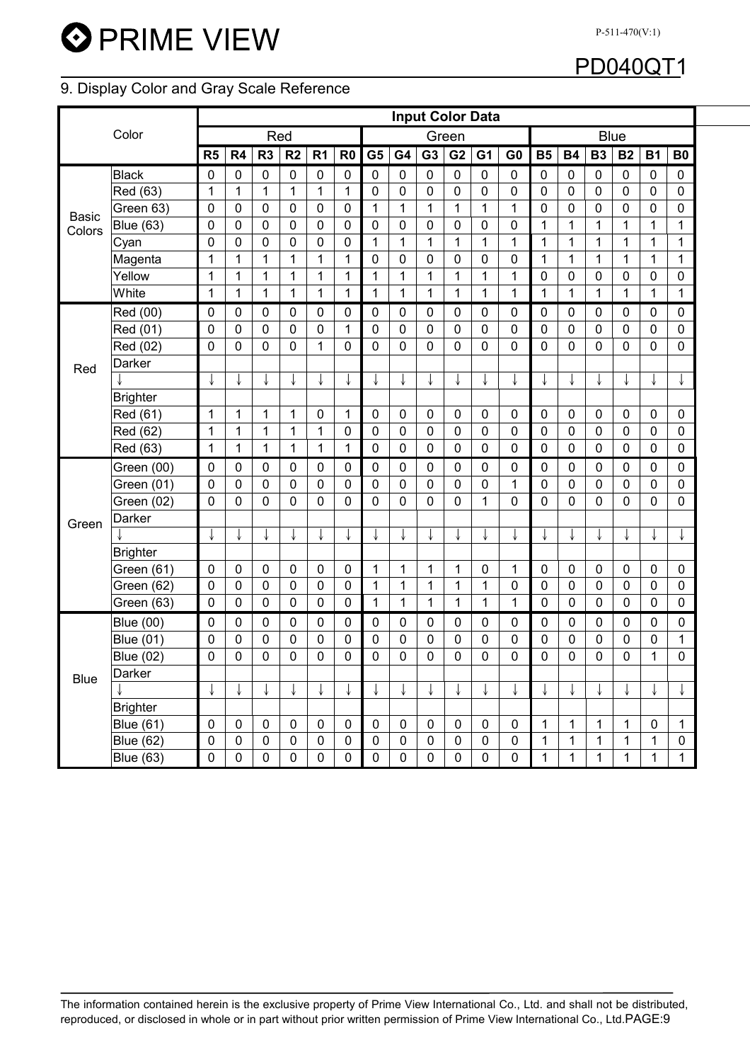## 9. Display Color and Gray Scale Reference

| Color | | Input Color Data | | | | | | | | | | | | | | | | | |
|---|---|---|---|---|---|---|---|---|---|---|---|---|---|---|---|---|---|---|---|
| | | Red | | | | | | Green | | | | | | Blue | | | | | |
| | | R5 | R4 | R3 | R2 | R1 | R0 | G5 | G4 | G3 | G2 | G1 | G0 | B5 | B4 | B3 | B2 | B1 | B0 |
| Basic Colors | Black | 0 | 0 | 0 | 0 | 0 | 0 | 0 | 0 | 0 | 0 | 0 | 0 | 0 | 0 | 0 | 0 | 0 | 0 |
| | Red (63) | 1 | 1 | 1 | 1 | 1 | 1 | 0 | 0 | 0 | 0 | 0 | 0 | 0 | 0 | 0 | 0 | 0 | 0 |
| | Green 63) | 0 | 0 | 0 | 0 | 0 | 0 | 1 | 1 | 1 | 1 | 1 | 1 | 0 | 0 | 0 | 0 | 0 | 0 |
| | Blue (63) | 0 | 0 | 0 | 0 | 0 | 0 | 0 | 0 | 0 | 0 | 0 | 0 | 1 | 1 | 1 | 1 | 1 | 1 |
| | Cyan | 0 | 0 | 0 | 0 | 0 | 0 | 1 | 1 | 1 | 1 | 1 | 1 | 1 | 1 | 1 | 1 | 1 | 1 |
| | Magenta | 1 | 1 | 1 | 1 | 1 | 1 | 0 | 0 | 0 | 0 | 0 | 0 | 1 | 1 | 1 | 1 | 1 | 1 |
| | Yellow | 1 | 1 | 1 | 1 | 1 | 1 | 1 | 1 | 1 | 1 | 1 | 1 | 0 | 0 | 0 | 0 | 0 | 0 |
| | White | 1 | 1 | 1 | 1 | 1 | 1 | 1 | 1 | 1 | 1 | 1 | 1 | 1 | 1 | 1 | 1 | 1 | 1 |
| Red | Red (00) | 0 | 0 | 0 | 0 | 0 | 0 | 0 | 0 | 0 | 0 | 0 | 0 | 0 | 0 | 0 | 0 | 0 | 0 |
| | Red (01) | 0 | 0 | 0 | 0 | 0 | 1 | 0 | 0 | 0 | 0 | 0 | 0 | 0 | 0 | 0 | 0 | 0 | 0 |
| | Red (02) | 0 | 0 | 0 | 0 | 1 | 0 | 0 | 0 | 0 | 0 | 0 | 0 | 0 | 0 | 0 | 0 | 0 | 0 |
| | Darker | | | | | | | | | | | | | | | | | | |
| | ↓ | ↓ | ↓ | ↓ | ↓ | ↓ | ↓ | ↓ | ↓ | ↓ | ↓ | ↓ | ↓ | ↓ | ↓ | ↓ | ↓ | ↓ | ↓ |
| | Brighter | | | | | | | | | | | | | | | | | | |
| | Red (61) | 1 | 1 | 1 | 1 | 0 | 1 | 0 | 0 | 0 | 0 | 0 | 0 | 0 | 0 | 0 | 0 | 0 | 0 |
| | Red (62) | 1 | 1 | 1 | 1 | 1 | 0 | 0 | 0 | 0 | 0 | 0 | 0 | 0 | 0 | 0 | 0 | 0 | 0 |
| | Red (63) | 1 | 1 | 1 | 1 | 1 | 1 | 0 | 0 | 0 | 0 | 0 | 0 | 0 | 0 | 0 | 0 | 0 | 0 |
| Green | Green (00) | 0 | 0 | 0 | 0 | 0 | 0 | 0 | 0 | 0 | 0 | 0 | 0 | 0 | 0 | 0 | 0 | 0 | 0 |
| | Green (01) | 0 | 0 | 0 | 0 | 0 | 0 | 0 | 0 | 0 | 0 | 0 | 1 | 0 | 0 | 0 | 0 | 0 | 0 |
| | Green (02) | 0 | 0 | 0 | 0 | 0 | 0 | 0 | 0 | 0 | 0 | 1 | 0 | 0 | 0 | 0 | 0 | 0 | 0 |
| | Darker | | | | | | | | | | | | | | | | | | |
| | ↓ | ↓ | ↓ | ↓ | ↓ | ↓ | ↓ | ↓ | ↓ | ↓ | ↓ | ↓ | ↓ | ↓ | ↓ | ↓ | ↓ | ↓ | ↓ |
| | Brighter | | | | | | | | | | | | | | | | | | |
| | Green (61) | 0 | 0 | 0 | 0 | 0 | 0 | 1 | 1 | 1 | 1 | 0 | 1 | 0 | 0 | 0 | 0 | 0 | 0 |
| | Green (62) | 0 | 0 | 0 | 0 | 0 | 0 | 1 | 1 | 1 | 1 | 1 | 0 | 0 | 0 | 0 | 0 | 0 | 0 |
| | Green (63) | 0 | 0 | 0 | 0 | 0 | 0 | 1 | 1 | 1 | 1 | 1 | 1 | 0 | 0 | 0 | 0 | 0 | 0 |
| Blue | Blue (00) | 0 | 0 | 0 | 0 | 0 | 0 | 0 | 0 | 0 | 0 | 0 | 0 | 0 | 0 | 0 | 0 | 0 | 0 |
| | Blue (01) | 0 | 0 | 0 | 0 | 0 | 0 | 0 | 0 | 0 | 0 | 0 | 0 | 0 | 0 | 0 | 0 | 0 | 1 |
| | Blue (02) | 0 | 0 | 0 | 0 | 0 | 0 | 0 | 0 | 0 | 0 | 0 | 0 | 0 | 0 | 0 | 0 | 1 | 0 |
| | Darker | | | | | | | | | | | | | | | | | | |
| | ↓ | ↓ | ↓ | ↓ | ↓ | ↓ | ↓ | ↓ | ↓ | ↓ | ↓ | ↓ | ↓ | ↓ | ↓ | ↓ | ↓ | ↓ | ↓ |
| | Brighter | | | | | | | | | | | | | | | | | | |
| | Blue (61) | 0 | 0 | 0 | 0 | 0 | 0 | 0 | 0 | 0 | 0 | 0 | 0 | 1 | 1 | 1 | 1 | 0 | 1 |
| | Blue (62) | 0 | 0 | 0 | 0 | 0 | 0 | 0 | 0 | 0 | 0 | 0 | 0 | 1 | 1 | 1 | 1 | 1 | 0 |
| | Blue (63) | 0 | 0 | 0 | 0 | 0 | 0 | 0 | 0 | 0 | 0 | 0 | 0 | 1 | 1 | 1 | 1 | 1 | 1 |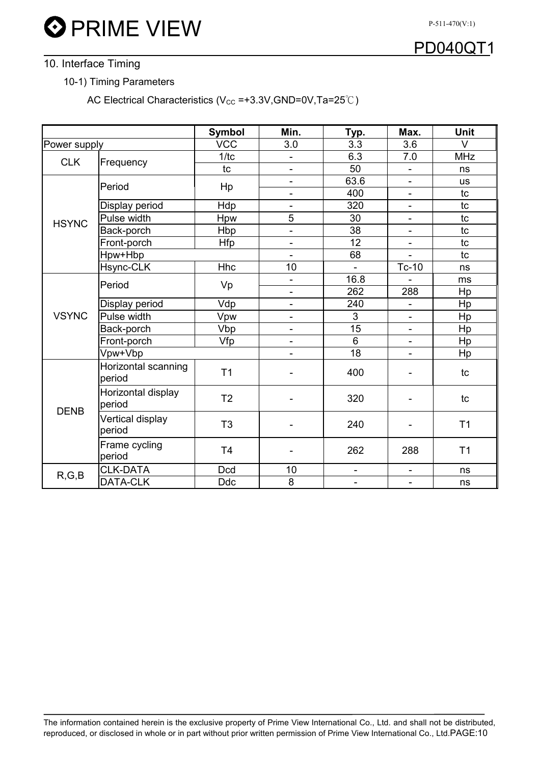## 10. Interface Timing

### 10-1) Timing Parameters

AC Electrical Characteristics ($V_{CC}$ =+3.3V,GND=0V,Ta=25℃)

| | | Symbol | Min. | Typ. | Max. | Unit |
|---|---|---|---|---|---|---|
| Power supply | | VCC | 3.0 | 3.3 | 3.6 | V |
| CLK | Frequency | 1/tc | - | 6.3 | 7.0 | MHz |
| | | tc | - | 50 | - | ns |
| HSYNC | Period | Hp | - | 63.6 | - | us |
| | | | - | 400 | - | tc |
| | Display period | Hdp | - | 320 | - | tc |
| | Pulse width | Hpw | 5 | 30 | - | tc |
| | Back-porch | Hbp | - | 38 | - | tc |
| | Front-porch | Hfp | - | 12 | - | tc |
| | Hpw+Hbp | | - | 68 | - | tc |
| | Hsync-CLK | Hhc | 10 | - | Tc-10 | ns |
| VSYNC | Period | Vp | - | 16.8 | - | ms |
| | | | - | 262 | 288 | Hp |
| | Display period | Vdp | - | 240 | - | Hp |
| | Pulse width | Vpw | - | 3 | - | Hp |
| | Back-porch | Vbp | - | 15 | - | Hp |
| | Front-porch | Vfp | - | 6 | - | Hp |
| | Vpw+Vbp | | - | 18 | - | Hp |
| DENB | Horizontal scanning period | T1 | - | 400 | - | tc |
| | Horizontal display period | T2 | - | 320 | - | tc |
| | Vertical display period | T3 | - | 240 | - | T1 |
| | Frame cycling period | T4 | - | 262 | 288 | T1 |
| R,G,B | CLK-DATA | Dcd | 10 | - | - | ns |
| | DATA-CLK | Ddc | 8 | - | - | ns |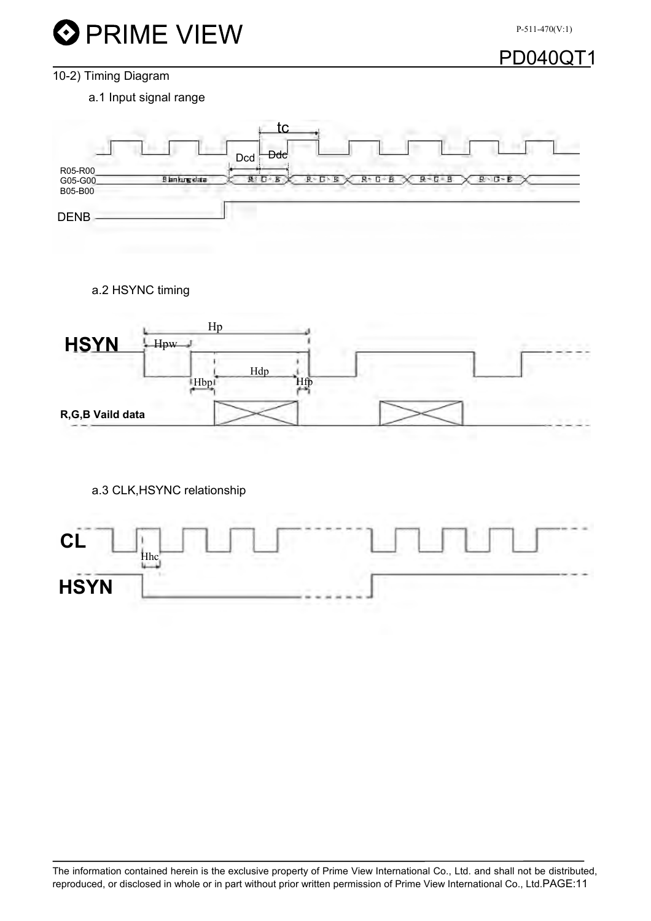10-2) Timing Diagram

a.1 Input signal range

tc

Dcd

Ddc

R05-R00
G05-G00
B05-B00

Blanking data

R · G · B

DENB

a.2 HSYNC timing

Hp

HSYN

Hpw

Hdp

Hbp

Hfp

R,G,B Vaild data

a.3 CLK,HSYNC relationship

CL

Hhc

HSYN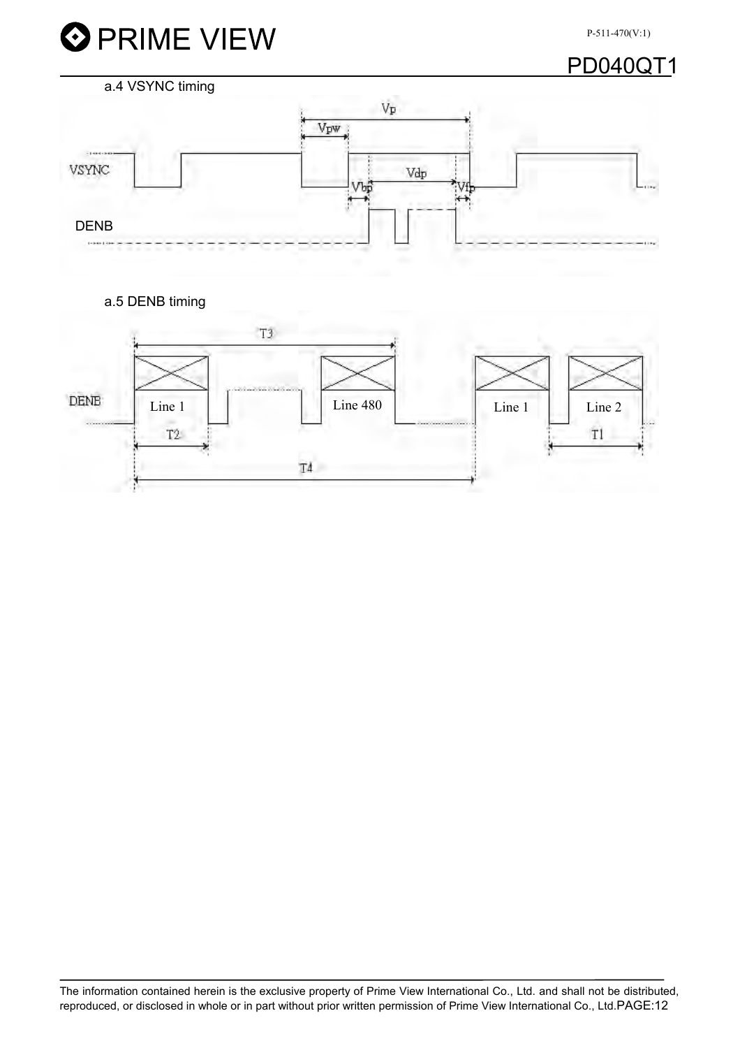a.4 VSYNC timing

Vp

Vpw

VSYNC

Vdp

Vbp

Vfp

DENB

a.5 DENB timing

T3

DENB

Line 1

Line 480

Line 1

Line 2

T2

T1

T4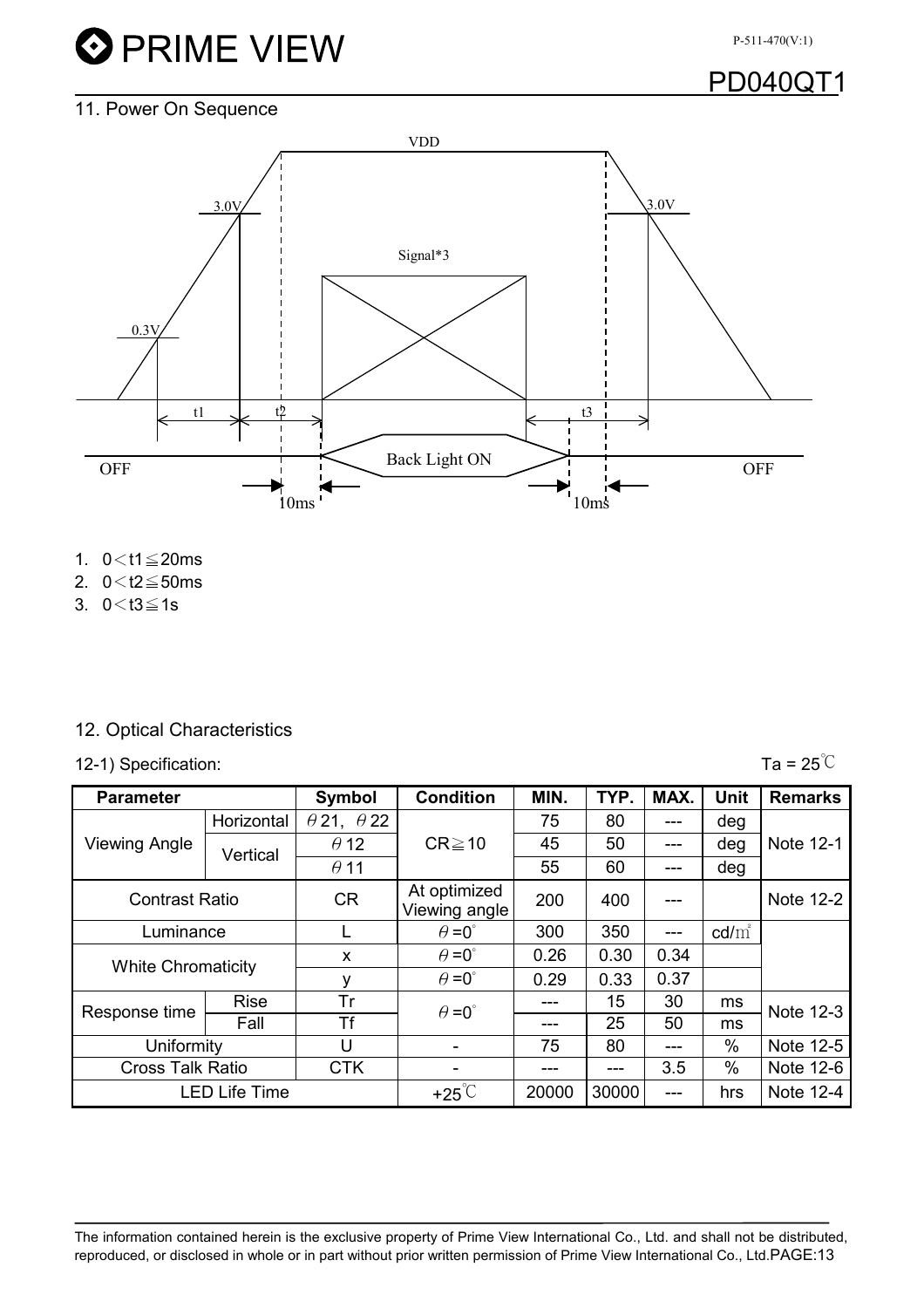## 11. Power On Sequence

VDD

3.0V

3.0V

Signal*3

0.3V

t1

t2

t3

OFF

Back Light ON

OFF

10ms

10ms

1. 0＜t1≦20ms
2. 0＜t2≦50ms
3. 0＜t3≦1s

## 12. Optical Characteristics

12-1) Specification:

Ta = 25℃

| Parameter | | Symbol | Condition | MIN. | TYP. | MAX. | Unit | Remarks |
|---|---|---|---|---|---|---|---|---|
| Viewing Angle | Horizontal | θ21, θ22 | CR≧10 | 75 | 80 | --- | deg | Note 12-1 |
| | Vertical | θ12 | | 45 | 50 | --- | deg | |
| | | θ11 | | 55 | 60 | --- | deg | |
| Contrast Ratio | | CR | At optimized Viewing angle | 200 | 400 | --- | | Note 12-2 |
| Luminance | | L | θ=0° | 300 | 350 | --- | cd/㎡ | |
| White Chromaticity | | x | θ=0° | 0.26 | 0.30 | 0.34 | | |
| | | y | θ=0° | 0.29 | 0.33 | 0.37 | | |
| Response time | Rise | Tr | θ=0° | --- | 15 | 30 | ms | Note 12-3 |
| | Fall | Tf | | --- | 25 | 50 | ms | |
| Uniformity | | U | - | 75 | 80 | --- | % | Note 12-5 |
| Cross Talk Ratio | | CTK | - | --- | --- | 3.5 | % | Note 12-6 |
| LED Life Time | | | +25℃ | 20000 | 30000 | --- | hrs | Note 12-4 |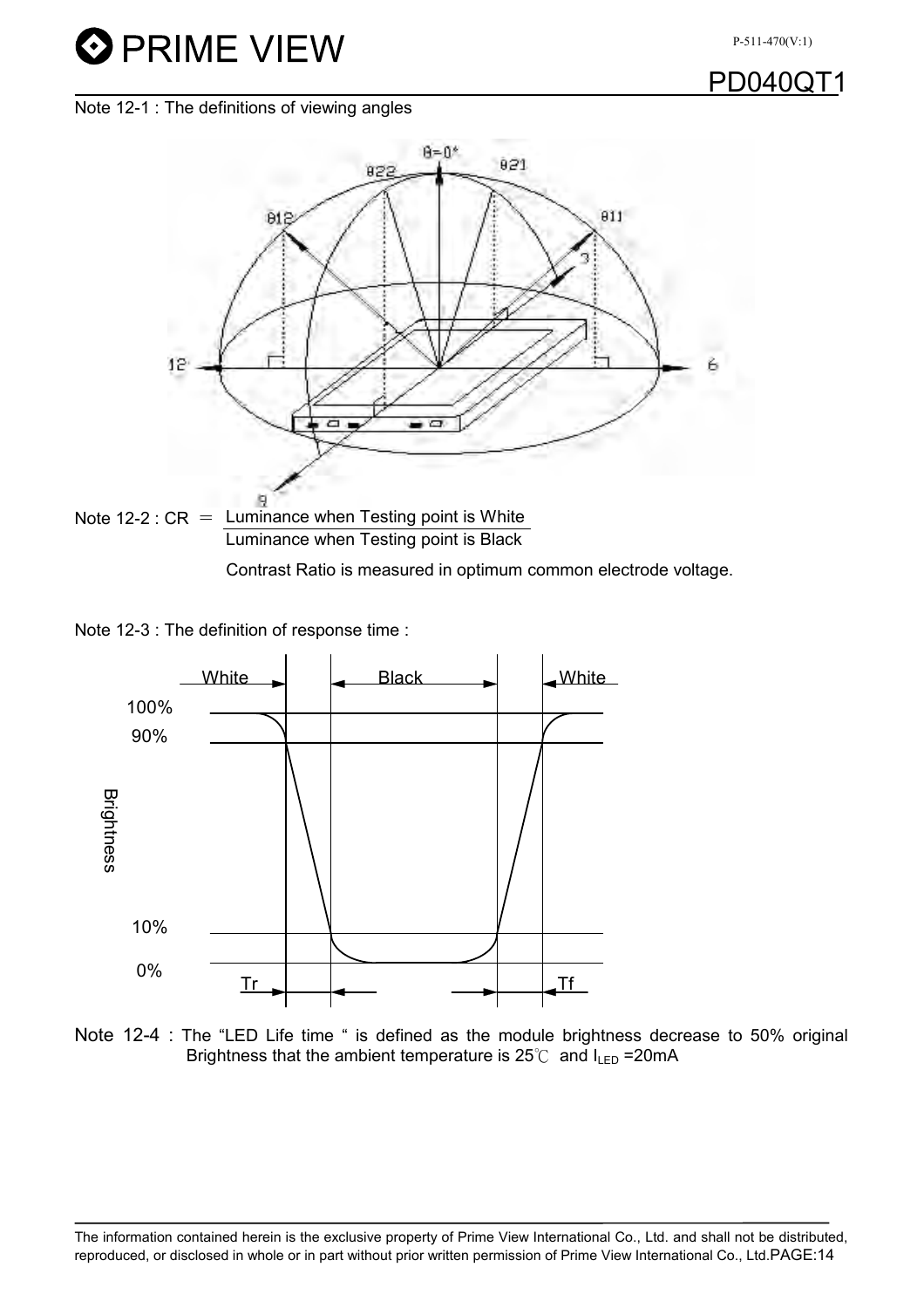Note 12-1 : The definitions of viewing angles

θ=0°
θ22
θ21
θ12
θ11
3
12
6
9

Note 12-2 : CR = $\frac{\text{Luminance when Testing point is White}}{\text{Luminance when Testing point is Black}}$

Contrast Ratio is measured in optimum common electrode voltage.

Note 12-3 : The definition of response time :

White
Black
White
100%
90%
Brightness
10%
0%
Tr
Tf

Note 12-4 : The "LED Life time " is defined as the module brightness decrease to 50% original Brightness that the ambient temperature is 25℃ and $I_{LED}$ =20mA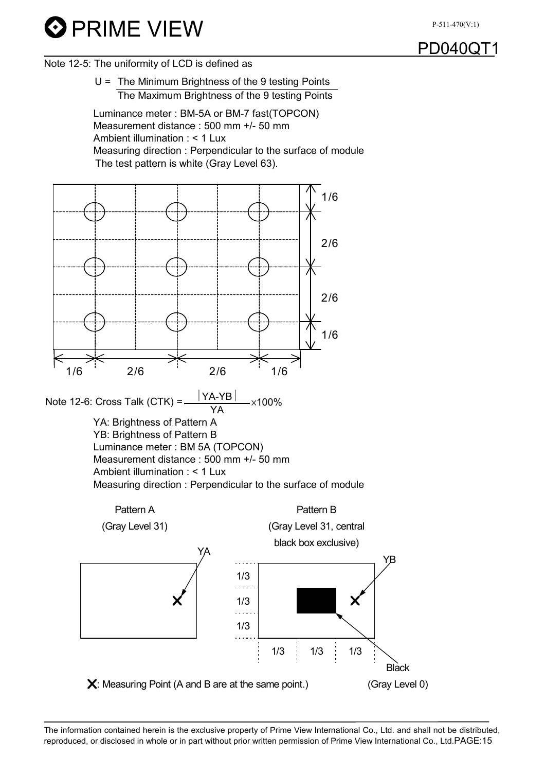Note 12-5: The uniformity of LCD is defined as

$$U = \frac{\text{The Minimum Brightness of the 9 testing Points}}{\text{The Maximum Brightness of the 9 testing Points}}$$

Luminance meter : BM-5A or BM-7 fast(TOPCON)
Measurement distance : 500 mm +/- 50 mm
Ambient illumination : < 1 Lux
Measuring direction : Perpendicular to the surface of module
The test pattern is white (Gray Level 63).

1/6
2/6
2/6
1/6

1/6 2/6 2/6 1/6

Note 12-6: Cross Talk (CTK) = $\frac{|YA-YB|}{YA} \times 100\%$

YA: Brightness of Pattern A
YB: Brightness of Pattern B
Luminance meter : BM 5A (TOPCON)
Measurement distance : 500 mm +/- 50 mm
Ambient illumination : < 1 Lux
Measuring direction : Perpendicular to the surface of module

Pattern A
(Gray Level 31)
YA

Pattern B
(Gray Level 31, central black box exclusive)
YB

1/3
1/3
1/3

1/3 1/3 1/3

Black
(Gray Level 0)

X: Measuring Point (A and B are at the same point.)

The information contained herein is the exclusive property of Prime View International Co., Ltd. and shall not be distributed, reproduced, or disclosed in whole or in part without prior written permission of Prime View International Co., Ltd.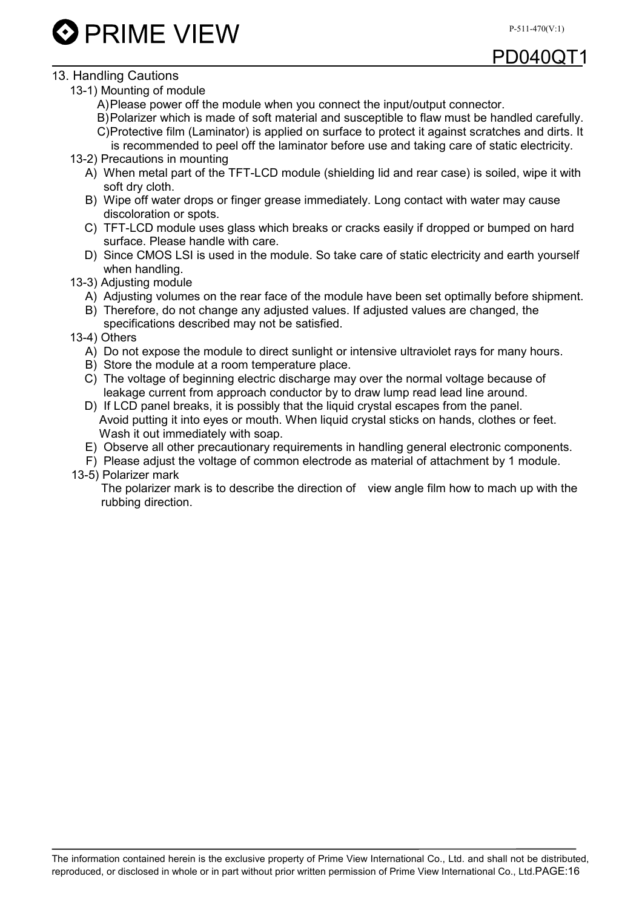## 13. Handling Cautions

13-1) Mounting of module

A) Please power off the module when you connect the input/output connector.

B) Polarizer which is made of soft material and susceptible to flaw must be handled carefully.

C) Protective film (Laminator) is applied on surface to protect it against scratches and dirts. It is recommended to peel off the laminator before use and taking care of static electricity.

13-2) Precautions in mounting

A) When metal part of the TFT-LCD module (shielding lid and rear case) is soiled, wipe it with soft dry cloth.

B) Wipe off water drops or finger grease immediately. Long contact with water may cause discoloration or spots.

C) TFT-LCD module uses glass which breaks or cracks easily if dropped or bumped on hard surface. Please handle with care.

D) Since CMOS LSI is used in the module. So take care of static electricity and earth yourself when handling.

13-3) Adjusting module

A) Adjusting volumes on the rear face of the module have been set optimally before shipment.

B) Therefore, do not change any adjusted values. If adjusted values are changed, the specifications described may not be satisfied.

13-4) Others

A) Do not expose the module to direct sunlight or intensive ultraviolet rays for many hours.

B) Store the module at a room temperature place.

C) The voltage of beginning electric discharge may over the normal voltage because of leakage current from approach conductor by to draw lump read lead line around.

D) If LCD panel breaks, it is possibly that the liquid crystal escapes from the panel. Avoid putting it into eyes or mouth. When liquid crystal sticks on hands, clothes or feet. Wash it out immediately with soap.

E) Observe all other precautionary requirements in handling general electronic components.

F) Please adjust the voltage of common electrode as material of attachment by 1 module.

13-5) Polarizer mark

The polarizer mark is to describe the direction of view angle film how to mach up with the rubbing direction.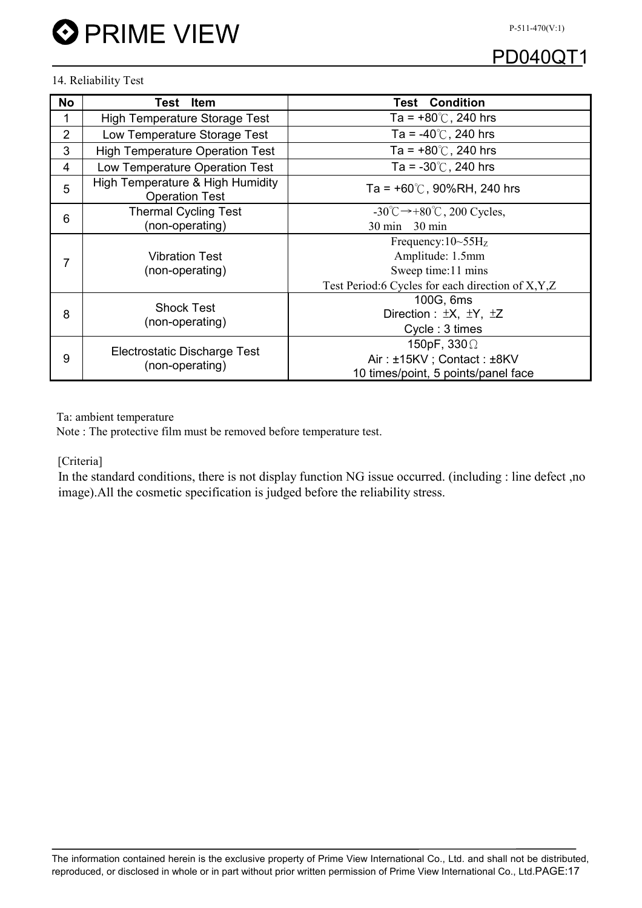14. Reliability Test

| No | Test Item | Test Condition |
| --- | --- | --- |
| 1 | High Temperature Storage Test | Ta = +80℃, 240 hrs |
| 2 | Low Temperature Storage Test | Ta = -40℃, 240 hrs |
| 3 | High Temperature Operation Test | Ta = +80℃, 240 hrs |
| 4 | Low Temperature Operation Test | Ta = -30℃, 240 hrs |
| 5 | High Temperature & High Humidity Operation Test | Ta = +60℃, 90%RH, 240 hrs |
| 6 | Thermal Cycling Test (non-operating) | -30℃→+80℃, 200 Cycles, 30 min 30 min |
| 7 | Vibration Test (non-operating) | Frequency:10~55Hz<br>Amplitude: 1.5mm<br>Sweep time:11 mins<br>Test Period:6 Cycles for each direction of X,Y,Z |
| 8 | Shock Test (non-operating) | 100G, 6ms<br>Direction : ±X, ±Y, ±Z<br>Cycle : 3 times |
| 9 | Electrostatic Discharge Test (non-operating) | 150pF, 330Ω<br>Air : ±15KV ; Contact : ±8KV<br>10 times/point, 5 points/panel face |

Ta: ambient temperature

Note : The protective film must be removed before temperature test.

[Criteria]

In the standard conditions, there is not display function NG issue occurred. (including : line defect ,no image).All the cosmetic specification is judged before the reliability stress.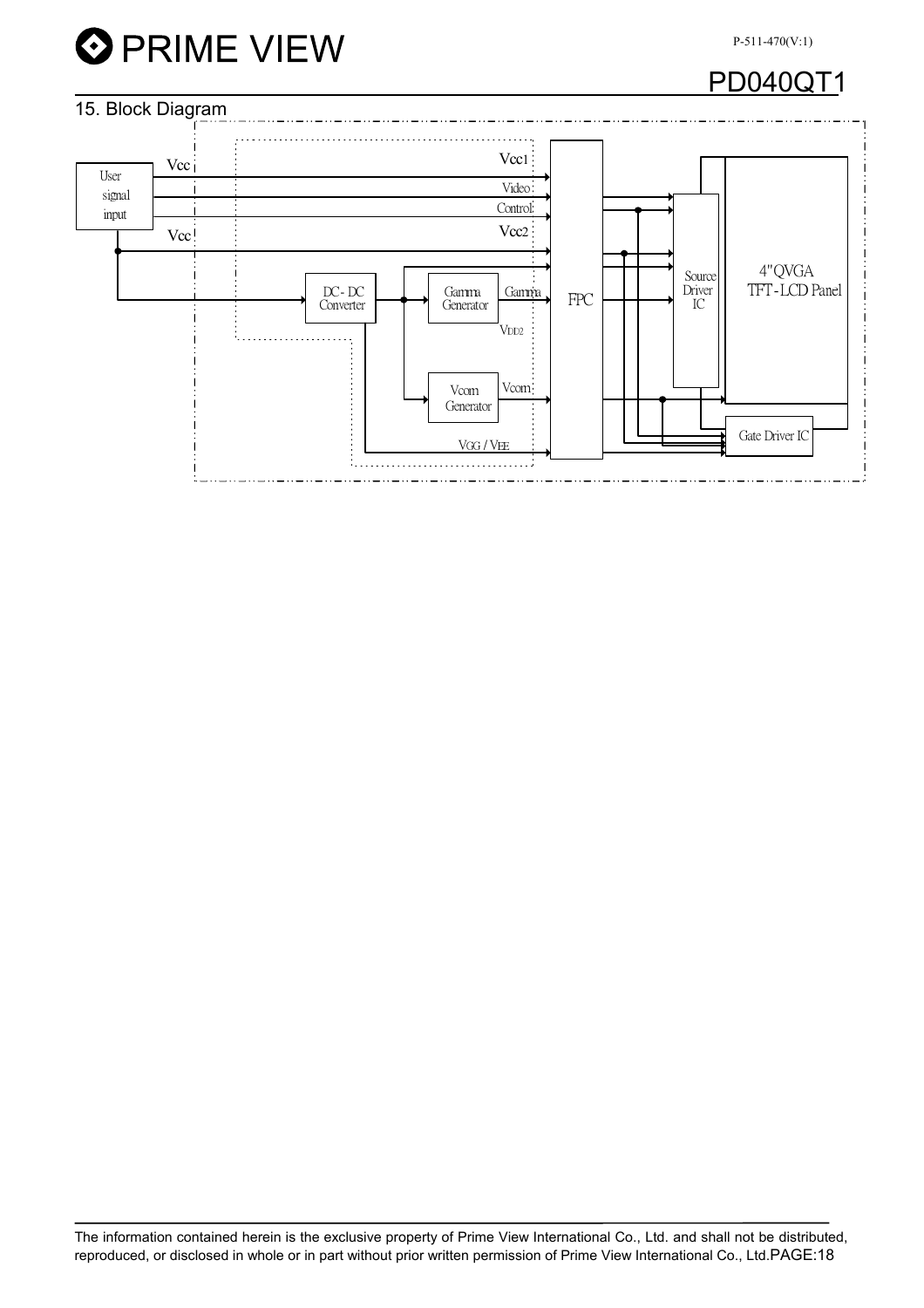## 15. Block Diagram

User signal input

Vcc

Vcc1

Video

Control

Vcc

Vcc2

DC - DC Converter

Gamma Generator

Gamma

$V_{DD2}$

Vcom Generator

Vcom

$V_{GG}$ / $V_{EE}$

FPC

Source Driver IC

4"QVGA TFT - LCD Panel

Gate Driver IC

The information contained herein is the exclusive property of Prime View International Co., Ltd. and shall not be distributed, reproduced, or disclosed in whole or in part without prior written permission of Prime View International Co., Ltd.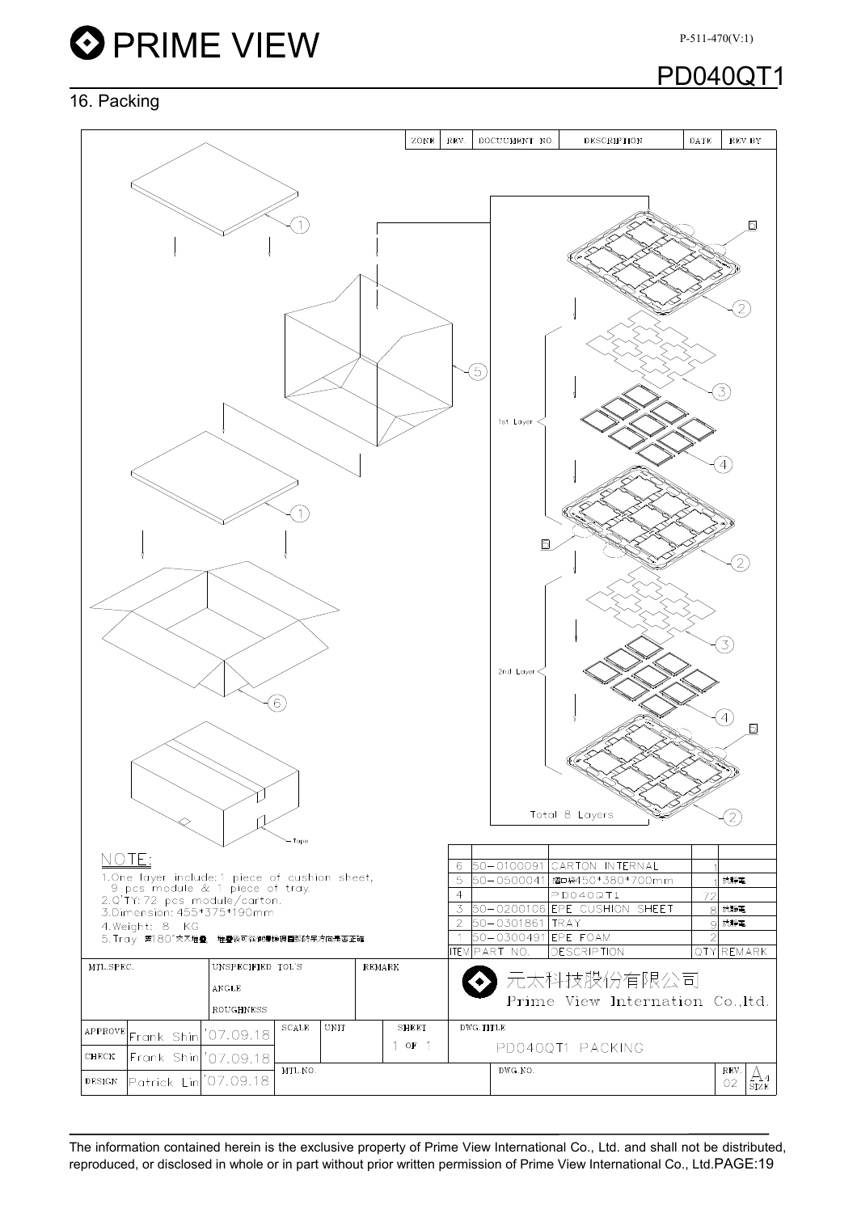## 16. Packing

| ZONE | REV. | DOCUUMENT NO. | DESCRIPTION | DATE | REV.BY |
|---|---|---|---|---|---|

1st Layer

2nd Layer

Total 8 Layers

Tape

NOTE:

1. One layer include:1 piece of cushion sheet, 9 pcs module & 1 piece of tray.
2. Q'TY: 72 pcs module/carton.
3. Dimension: 455*375*190mm
4. Weight: 8 KG
5. Tray 需180°交叉堆疊, 堆疊後可從側邊檢視雙邊的高方向是否正確

| ITEM | PART NO. | DESCRIPTION | QTY | REMARK |
|---|---|---|---|---|
| 6 | 50-0100091 | CARTON INTERNAL | 1 | |
| 5 | 50-0500041 | 縮口袋450*380*700mm | 1 | 抗靜電 |
| 4 | | PD040QT1 | 72 | |
| 3 | 50-0200106 | EPE CUSHION SHEET | 8 | 抗靜電 |
| 2 | 50-0301861 | TRAY | 9 | 抗靜電 |
| 1 | 50-0300491 | EPE FOAM | 2 | |

| MTL.SPEC. | UNSPECIFIED TOL'S | | REMARK | 元太科技股份有限公司 Prime View Internation Co.,ltd. |
|---|---|---|---|---|
| | ANGLE | | | |
| | ROUGHNESS | | | |
| APPROVE | Frank Shin | '07.09.18 | SCALE / UNIT / SHEET 1 OF 1 | DWG.TITLE: PD040QT1 PACKING |
| CHECK | Frank Shin | '07.09.18 | | |
| DESIGN | Patrick Lin | '07.09.18 | MTL.NO. | DWG.NO. / REV. 02 / SIZE A4 |